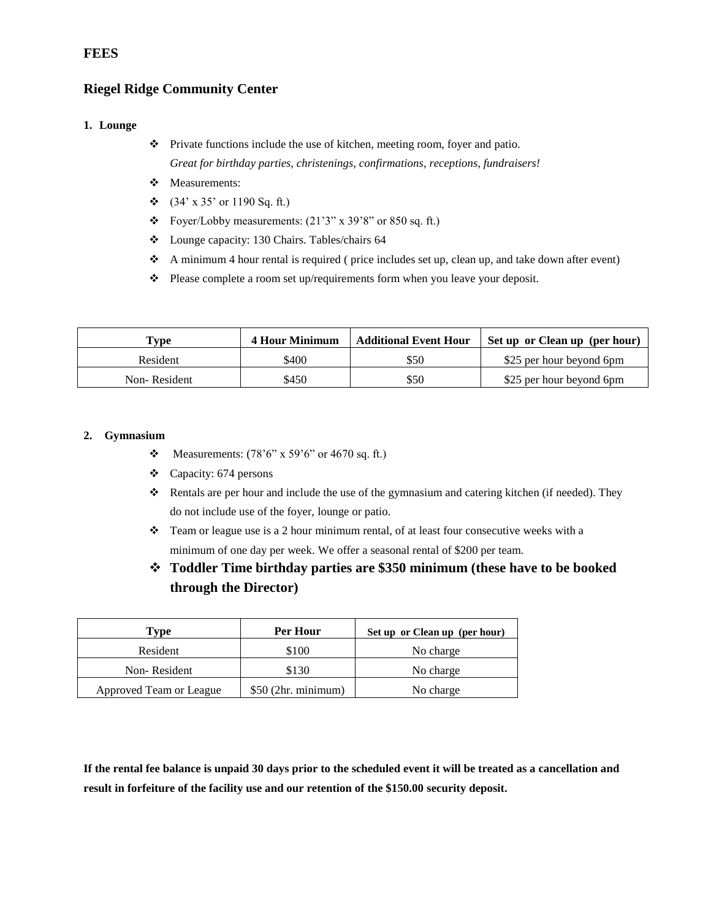## FEES

## Riegel Ridge Community Center

### 1. Lounge

- Private functions include the use of kitchen, meeting room, foyer and patio.
  *Great for birthday parties, christenings, confirmations, receptions, fundraisers!*
- Measurements:
- (34' x 35' or 1190 Sq. ft.)
- Foyer/Lobby measurements: (21'3" x 39'8" or 850 sq. ft.)
- Lounge capacity: 130 Chairs. Tables/chairs 64
- A minimum 4 hour rental is required ( price includes set up, clean up, and take down after event)
- Please complete a room set up/requirements form when you leave your deposit.

| Type | 4 Hour Minimum | Additional Event Hour | Set up or Clean up (per hour) |
|---|---|---|---|
| Resident | $400 | $50 | $25 per hour beyond 6pm |
| Non- Resident | $450 | $50 | $25 per hour beyond 6pm |

### 2. Gymnasium

- Measurements: (78'6" x 59'6" or 4670 sq. ft.)
- Capacity: 674 persons
- Rentals are per hour and include the use of the gymnasium and catering kitchen (if needed). They do not include use of the foyer, lounge or patio.
- Team or league use is a 2 hour minimum rental, of at least four consecutive weeks with a minimum of one day per week. We offer a seasonal rental of $200 per team.
- **Toddler Time birthday parties are $350 minimum (these have to be booked through the Director)**

| Type | Per Hour | Set up or Clean up (per hour) |
|---|---|---|
| Resident | $100 | No charge |
| Non- Resident | $130 | No charge |
| Approved Team or League | $50 (2hr. minimum) | No charge |

**If the rental fee balance is unpaid 30 days prior to the scheduled event it will be treated as a cancellation and result in forfeiture of the facility use and our retention of the $150.00 security deposit.**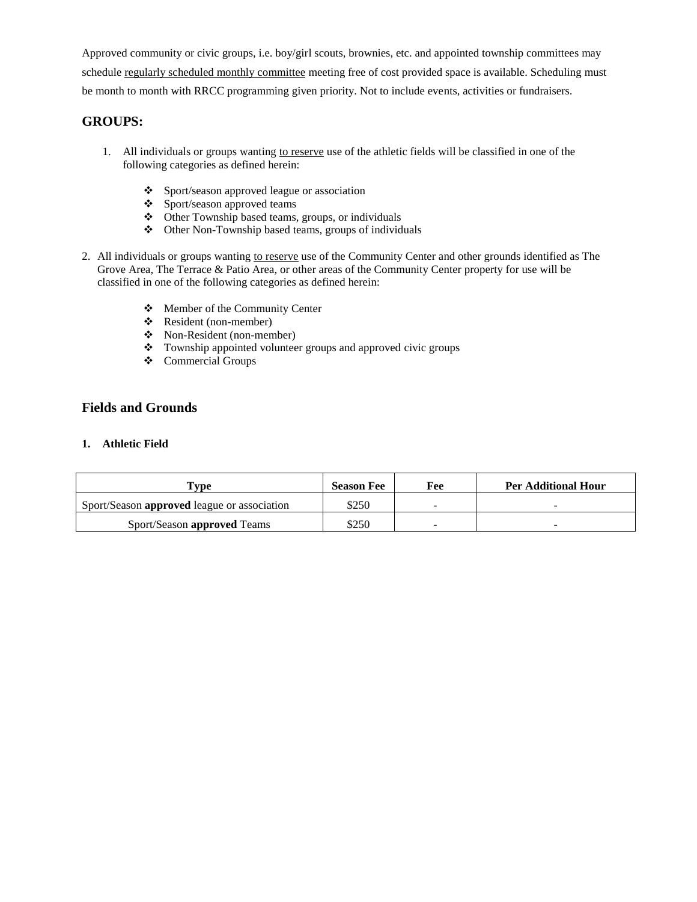Approved community or civic groups, i.e. boy/girl scouts, brownies, etc. and appointed township committees may schedule regularly scheduled monthly committee meeting free of cost provided space is available. Scheduling must be month to month with RRCC programming given priority. Not to include events, activities or fundraisers.

## GROUPS:

1. All individuals or groups wanting to reserve use of the athletic fields will be classified in one of the following categories as defined herein:

   - Sport/season approved league or association
   - Sport/season approved teams
   - Other Township based teams, groups, or individuals
   - Other Non-Township based teams, groups of individuals

2. All individuals or groups wanting to reserve use of the Community Center and other grounds identified as The Grove Area, The Terrace & Patio Area, or other areas of the Community Center property for use will be classified in one of the following categories as defined herein:

   - Member of the Community Center
   - Resident (non-member)
   - Non-Resident (non-member)
   - Township appointed volunteer groups and approved civic groups
   - Commercial Groups

## Fields and Grounds

### 1. Athletic Field

| Type | Season Fee | Fee | Per Additional Hour |
|---|---|---|---|
| Sport/Season **approved** league or association | $250 | - | - |
| Sport/Season **approved** Teams | $250 | - | - |